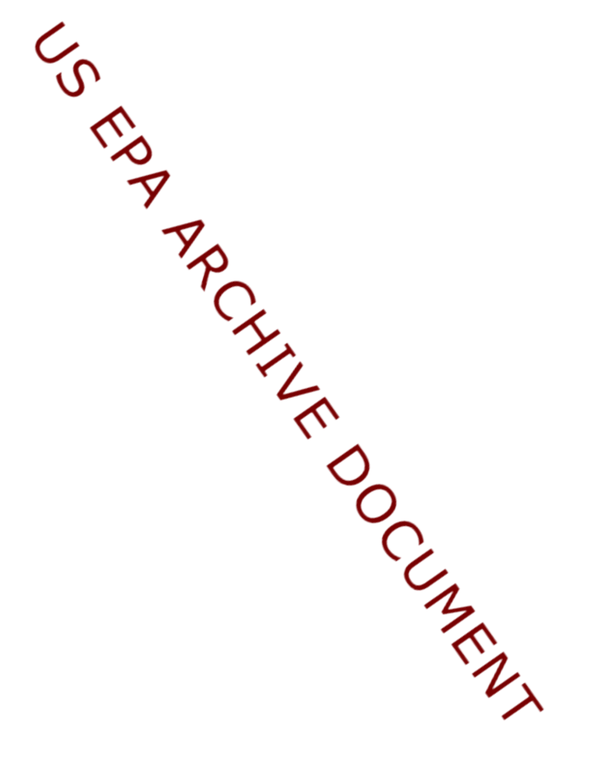US EPA ARCHIVE DOCUMENT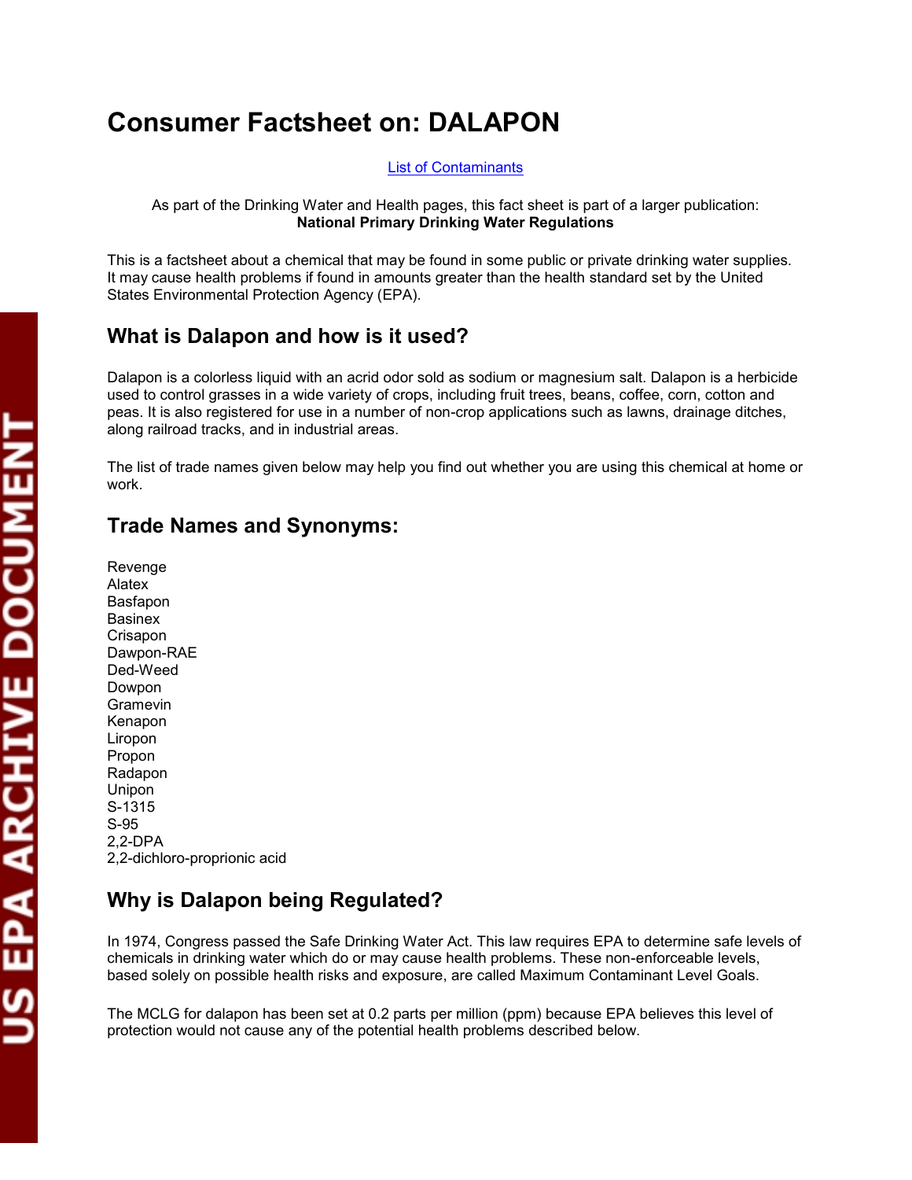# Consumer Factsheet on: DALAPON

[List of Contaminants]

As part of the Drinking Water and Health pages, this fact sheet is part of a larger publication:
**National Primary Drinking Water Regulations**

This is a factsheet about a chemical that may be found in some public or private drinking water supplies. It may cause health problems if found in amounts greater than the health standard set by the United States Environmental Protection Agency (EPA).

## What is Dalapon and how is it used?

Dalapon is a colorless liquid with an acrid odor sold as sodium or magnesium salt. Dalapon is a herbicide used to control grasses in a wide variety of crops, including fruit trees, beans, coffee, corn, cotton and peas. It is also registered for use in a number of non-crop applications such as lawns, drainage ditches, along railroad tracks, and in industrial areas.

The list of trade names given below may help you find out whether you are using this chemical at home or work.

## Trade Names and Synonyms:

Revenge
Alatex
Basfapon
Basinex
Crisapon
Dawpon-RAE
Ded-Weed
Dowpon
Gramevin
Kenapon
Liropon
Propon
Radapon
Unipon
S-1315
S-95
2,2-DPA
2,2-dichloro-proprionic acid

## Why is Dalapon being Regulated?

In 1974, Congress passed the Safe Drinking Water Act. This law requires EPA to determine safe levels of chemicals in drinking water which do or may cause health problems. These non-enforceable levels, based solely on possible health risks and exposure, are called Maximum Contaminant Level Goals.

The MCLG for dalapon has been set at 0.2 parts per million (ppm) because EPA believes this level of protection would not cause any of the potential health problems described below.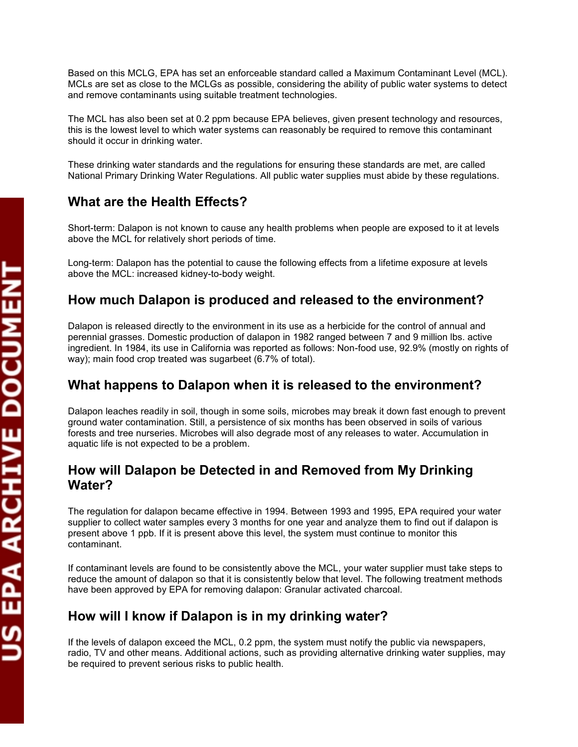Based on this MCLG, EPA has set an enforceable standard called a Maximum Contaminant Level (MCL). MCLs are set as close to the MCLGs as possible, considering the ability of public water systems to detect and remove contaminants using suitable treatment technologies.

The MCL has also been set at 0.2 ppm because EPA believes, given present technology and resources, this is the lowest level to which water systems can reasonably be required to remove this contaminant should it occur in drinking water.

These drinking water standards and the regulations for ensuring these standards are met, are called National Primary Drinking Water Regulations. All public water supplies must abide by these regulations.

## What are the Health Effects?

Short-term: Dalapon is not known to cause any health problems when people are exposed to it at levels above the MCL for relatively short periods of time.

Long-term: Dalapon has the potential to cause the following effects from a lifetime exposure at levels above the MCL: increased kidney-to-body weight.

## How much Dalapon is produced and released to the environment?

Dalapon is released directly to the environment in its use as a herbicide for the control of annual and perennial grasses. Domestic production of dalapon in 1982 ranged between 7 and 9 million lbs. active ingredient. In 1984, its use in California was reported as follows: Non-food use, 92.9% (mostly on rights of way); main food crop treated was sugarbeet (6.7% of total).

## What happens to Dalapon when it is released to the environment?

Dalapon leaches readily in soil, though in some soils, microbes may break it down fast enough to prevent ground water contamination. Still, a persistence of six months has been observed in soils of various forests and tree nurseries. Microbes will also degrade most of any releases to water. Accumulation in aquatic life is not expected to be a problem.

## How will Dalapon be Detected in and Removed from My Drinking Water?

The regulation for dalapon became effective in 1994. Between 1993 and 1995, EPA required your water supplier to collect water samples every 3 months for one year and analyze them to find out if dalapon is present above 1 ppb. If it is present above this level, the system must continue to monitor this contaminant.

If contaminant levels are found to be consistently above the MCL, your water supplier must take steps to reduce the amount of dalapon so that it is consistently below that level. The following treatment methods have been approved by EPA for removing dalapon: Granular activated charcoal.

## How will I know if Dalapon is in my drinking water?

If the levels of dalapon exceed the MCL, 0.2 ppm, the system must notify the public via newspapers, radio, TV and other means. Additional actions, such as providing alternative drinking water supplies, may be required to prevent serious risks to public health.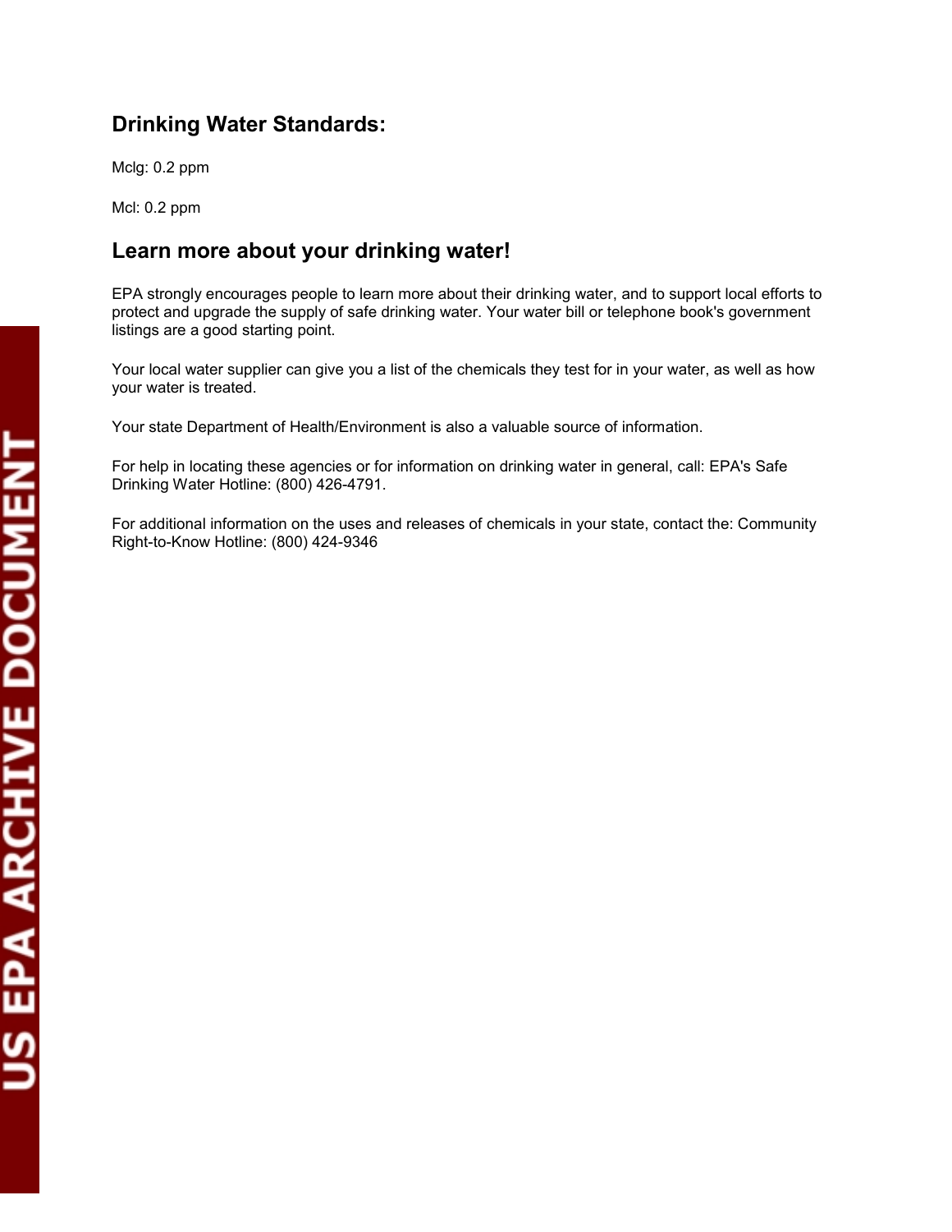## Drinking Water Standards:

Mclg: 0.2 ppm

Mcl: 0.2 ppm

## Learn more about your drinking water!

EPA strongly encourages people to learn more about their drinking water, and to support local efforts to protect and upgrade the supply of safe drinking water. Your water bill or telephone book's government listings are a good starting point.

Your local water supplier can give you a list of the chemicals they test for in your water, as well as how your water is treated.

Your state Department of Health/Environment is also a valuable source of information.

For help in locating these agencies or for information on drinking water in general, call: EPA's Safe Drinking Water Hotline: (800) 426-4791.

For additional information on the uses and releases of chemicals in your state, contact the: Community Right-to-Know Hotline: (800) 424-9346